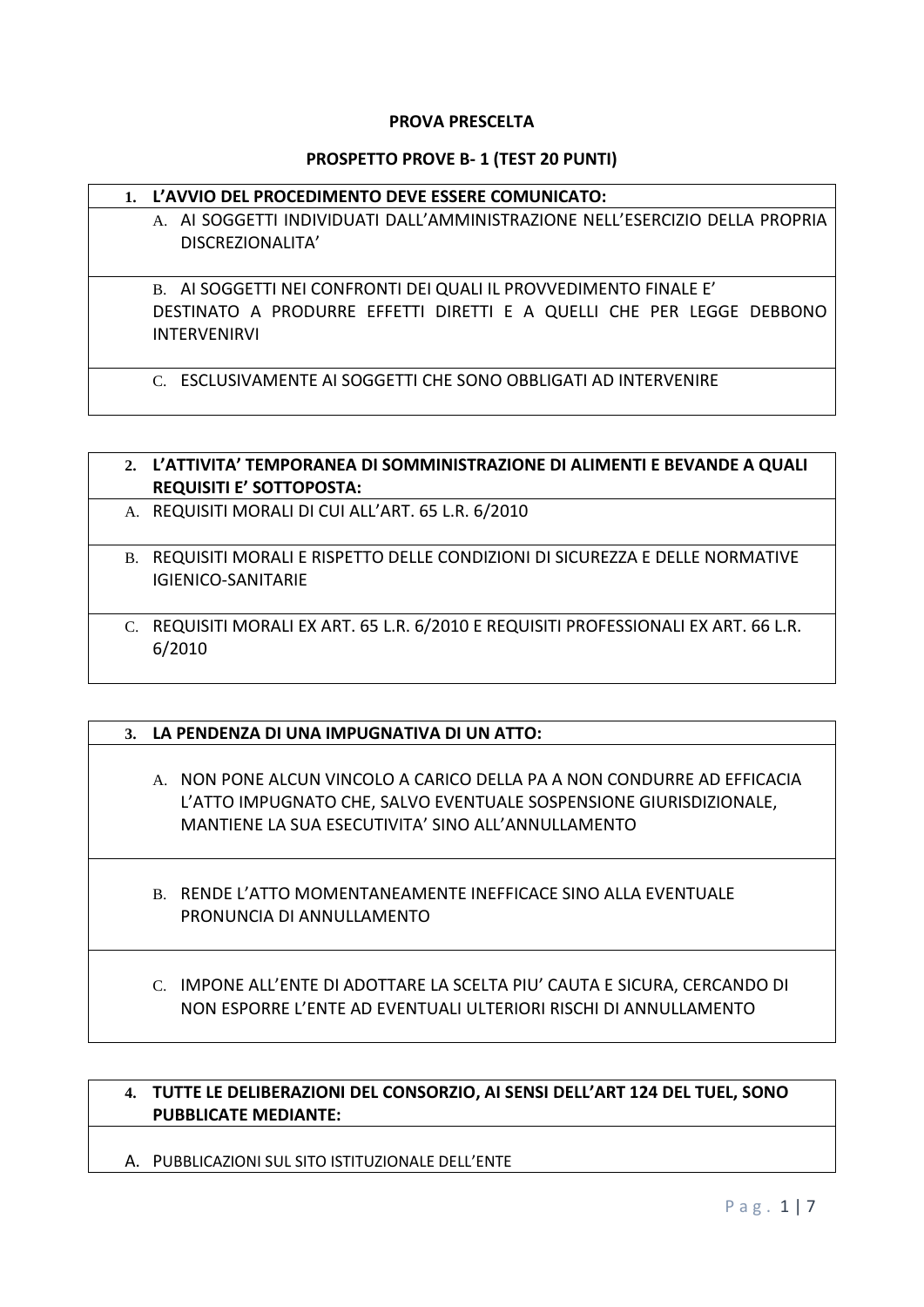**PROVA PRESCELTA**

**PROSPETTO PROVE B- 1 (TEST 20 PUNTI)**

**1. L'AVVIO DEL PROCEDIMENTO DEVE ESSERE COMUNICATO:**

A. AI SOGGETTI INDIVIDUATI DALL'AMMINISTRAZIONE NELL'ESERCIZIO DELLA PROPRIA DISCREZIONALITA'

B. AI SOGGETTI NEI CONFRONTI DEI QUALI IL PROVVEDIMENTO FINALE E' DESTINATO A PRODURRE EFFETTI DIRETTI E A QUELLI CHE PER LEGGE DEBBONO INTERVENIRVI

C. ESCLUSIVAMENTE AI SOGGETTI CHE SONO OBBLIGATI AD INTERVENIRE

**2. L'ATTIVITA' TEMPORANEA DI SOMMINISTRAZIONE DI ALIMENTI E BEVANDE A QUALI REQUISITI E' SOTTOPOSTA:**

A. REQUISITI MORALI DI CUI ALL'ART. 65 L.R. 6/2010

B. REQUISITI MORALI E RISPETTO DELLE CONDIZIONI DI SICUREZZA E DELLE NORMATIVE IGIENICO-SANITARIE

C. REQUISITI MORALI EX ART. 65 L.R. 6/2010 E REQUISITI PROFESSIONALI EX ART. 66 L.R. 6/2010

**3. LA PENDENZA DI UNA IMPUGNATIVA DI UN ATTO:**

A. NON PONE ALCUN VINCOLO A CARICO DELLA PA A NON CONDURRE AD EFFICACIA L'ATTO IMPUGNATO CHE, SALVO EVENTUALE SOSPENSIONE GIURISDIZIONALE, MANTIENE LA SUA ESECUTIVITA' SINO ALL'ANNULLAMENTO

B. RENDE L'ATTO MOMENTANEAMENTE INEFFICACE SINO ALLA EVENTUALE PRONUNCIA DI ANNULLAMENTO

C. IMPONE ALL'ENTE DI ADOTTARE LA SCELTA PIU' CAUTA E SICURA, CERCANDO DI NON ESPORRE L'ENTE AD EVENTUALI ULTERIORI RISCHI DI ANNULLAMENTO

**4. TUTTE LE DELIBERAZIONI DEL CONSORZIO, AI SENSI DELL'ART 124 DEL TUEL, SONO PUBBLICATE MEDIANTE:**

A. PUBBLICAZIONI SUL SITO ISTITUZIONALE DELL'ENTE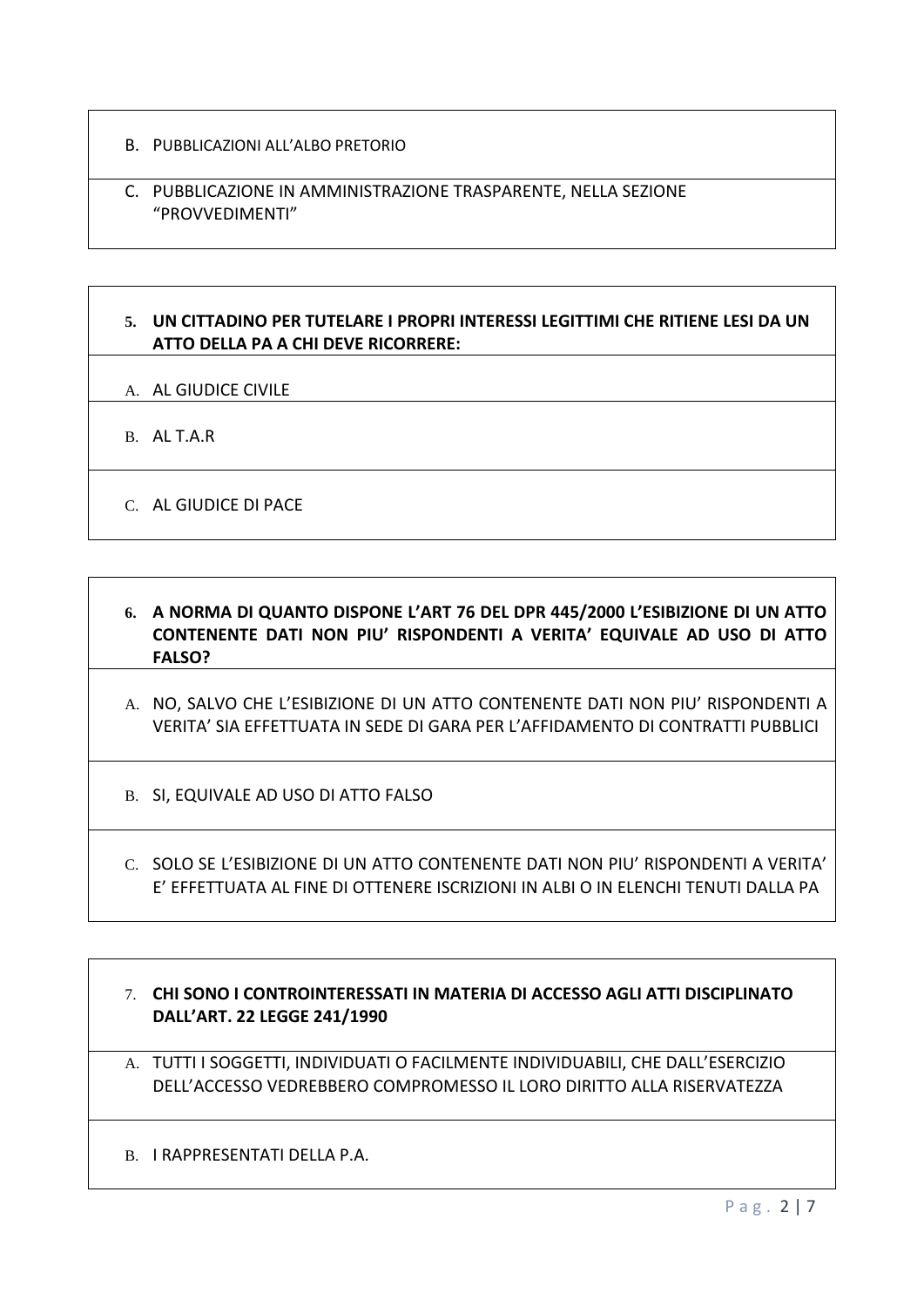B. PUBBLICAZIONI ALL'ALBO PRETORIO

C. PUBBLICAZIONE IN AMMINISTRAZIONE TRASPARENTE, NELLA SEZIONE "PROVVEDIMENTI"

**5. UN CITTADINO PER TUTELARE I PROPRI INTERESSI LEGITTIMI CHE RITIENE LESI DA UN ATTO DELLA PA A CHI DEVE RICORRERE:**

A. AL GIUDICE CIVILE

B. AL T.A.R

C. AL GIUDICE DI PACE

**6. A NORMA DI QUANTO DISPONE L'ART 76 DEL DPR 445/2000 L'ESIBIZIONE DI UN ATTO CONTENENTE DATI NON PIU' RISPONDENTI A VERITA' EQUIVALE AD USO DI ATTO FALSO?**

A. NO, SALVO CHE L'ESIBIZIONE DI UN ATTO CONTENENTE DATI NON PIU' RISPONDENTI A VERITA' SIA EFFETTUATA IN SEDE DI GARA PER L'AFFIDAMENTO DI CONTRATTI PUBBLICI

B. SI, EQUIVALE AD USO DI ATTO FALSO

C. SOLO SE L'ESIBIZIONE DI UN ATTO CONTENENTE DATI NON PIU' RISPONDENTI A VERITA' E' EFFETTUATA AL FINE DI OTTENERE ISCRIZIONI IN ALBI O IN ELENCHI TENUTI DALLA PA

**7. CHI SONO I CONTROINTERESSATI IN MATERIA DI ACCESSO AGLI ATTI DISCIPLINATO DALL'ART. 22 LEGGE 241/1990**

A. TUTTI I SOGGETTI, INDIVIDUATI O FACILMENTE INDIVIDUABILI, CHE DALL'ESERCIZIO DELL'ACCESSO VEDREBBERO COMPROMESSO IL LORO DIRITTO ALLA RISERVATEZZA

B. I RAPPRESENTATI DELLA P.A.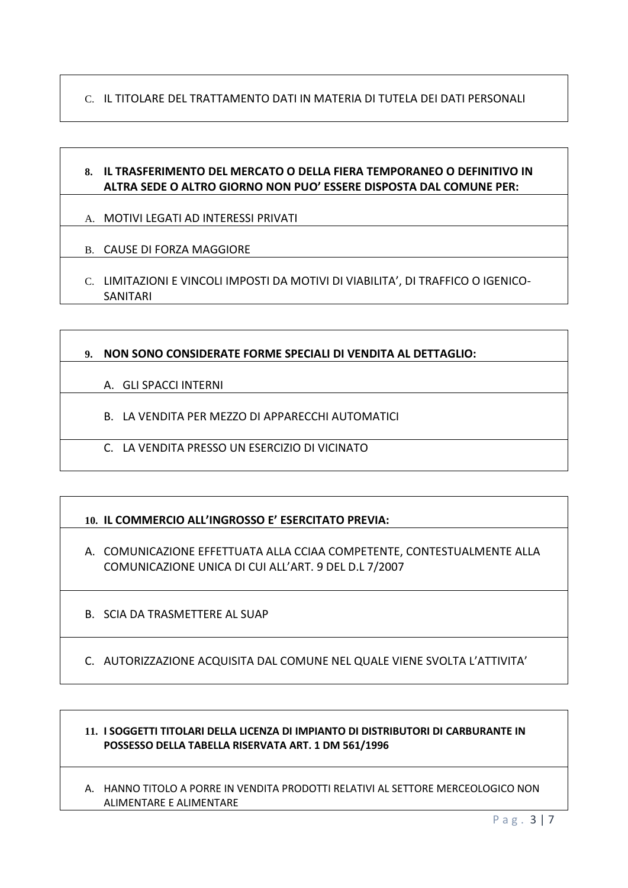C. IL TITOLARE DEL TRATTAMENTO DATI IN MATERIA DI TUTELA DEI DATI PERSONALI

**8. IL TRASFERIMENTO DEL MERCATO O DELLA FIERA TEMPORANEO O DEFINITIVO IN ALTRA SEDE O ALTRO GIORNO NON PUO' ESSERE DISPOSTA DAL COMUNE PER:**

A. MOTIVI LEGATI AD INTERESSI PRIVATI

B. CAUSE DI FORZA MAGGIORE

C. LIMITAZIONI E VINCOLI IMPOSTI DA MOTIVI DI VIABILITA', DI TRAFFICO O IGENICO-SANITARI

**9. NON SONO CONSIDERATE FORME SPECIALI DI VENDITA AL DETTAGLIO:**

A. GLI SPACCI INTERNI

B. LA VENDITA PER MEZZO DI APPARECCHI AUTOMATICI

C. LA VENDITA PRESSO UN ESERCIZIO DI VICINATO

**10. IL COMMERCIO ALL'INGROSSO E' ESERCITATO PREVIA:**

A. COMUNICAZIONE EFFETTUATA ALLA CCIAA COMPETENTE, CONTESTUALMENTE ALLA COMUNICAZIONE UNICA DI CUI ALL'ART. 9 DEL D.L 7/2007

B. SCIA DA TRASMETTERE AL SUAP

C. AUTORIZZAZIONE ACQUISITA DAL COMUNE NEL QUALE VIENE SVOLTA L'ATTIVITA'

**11. I SOGGETTI TITOLARI DELLA LICENZA DI IMPIANTO DI DISTRIBUTORI DI CARBURANTE IN POSSESSO DELLA TABELLA RISERVATA ART. 1 DM 561/1996**

A. HANNO TITOLO A PORRE IN VENDITA PRODOTTI RELATIVI AL SETTORE MERCEOLOGICO NON ALIMENTARE E ALIMENTARE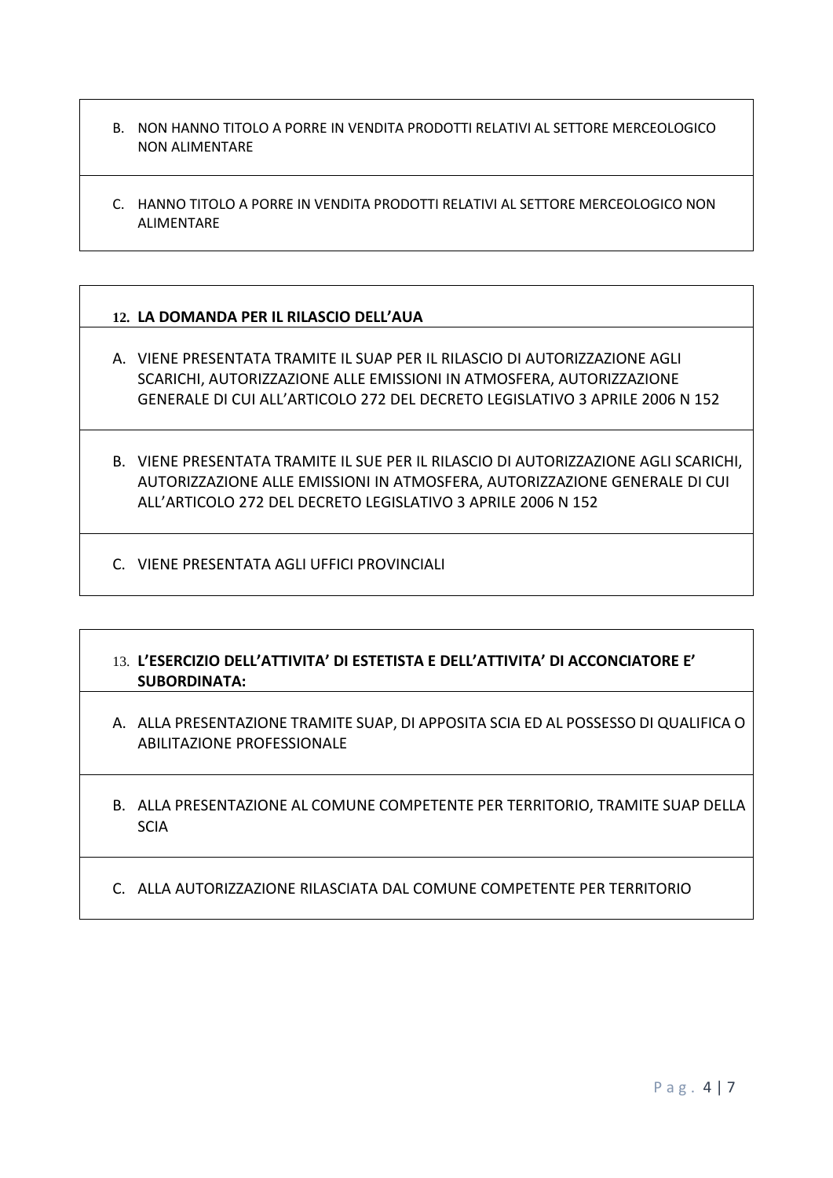B. NON HANNO TITOLO A PORRE IN VENDITA PRODOTTI RELATIVI AL SETTORE MERCEOLOGICO NON ALIMENTARE

C. HANNO TITOLO A PORRE IN VENDITA PRODOTTI RELATIVI AL SETTORE MERCEOLOGICO NON ALIMENTARE

**12. LA DOMANDA PER IL RILASCIO DELL'AUA**

A. VIENE PRESENTATA TRAMITE IL SUAP PER IL RILASCIO DI AUTORIZZAZIONE AGLI SCARICHI, AUTORIZZAZIONE ALLE EMISSIONI IN ATMOSFERA, AUTORIZZAZIONE GENERALE DI CUI ALL'ARTICOLO 272 DEL DECRETO LEGISLATIVO 3 APRILE 2006 N 152

B. VIENE PRESENTATA TRAMITE IL SUE PER IL RILASCIO DI AUTORIZZAZIONE AGLI SCARICHI, AUTORIZZAZIONE ALLE EMISSIONI IN ATMOSFERA, AUTORIZZAZIONE GENERALE DI CUI ALL'ARTICOLO 272 DEL DECRETO LEGISLATIVO 3 APRILE 2006 N 152

C. VIENE PRESENTATA AGLI UFFICI PROVINCIALI

**13. L'ESERCIZIO DELL'ATTIVITA' DI ESTETISTA E DELL'ATTIVITA' DI ACCONCIATORE E' SUBORDINATA:**

A. ALLA PRESENTAZIONE TRAMITE SUAP, DI APPOSITA SCIA ED AL POSSESSO DI QUALIFICA O ABILITAZIONE PROFESSIONALE

B. ALLA PRESENTAZIONE AL COMUNE COMPETENTE PER TERRITORIO, TRAMITE SUAP DELLA SCIA

C. ALLA AUTORIZZAZIONE RILASCIATA DAL COMUNE COMPETENTE PER TERRITORIO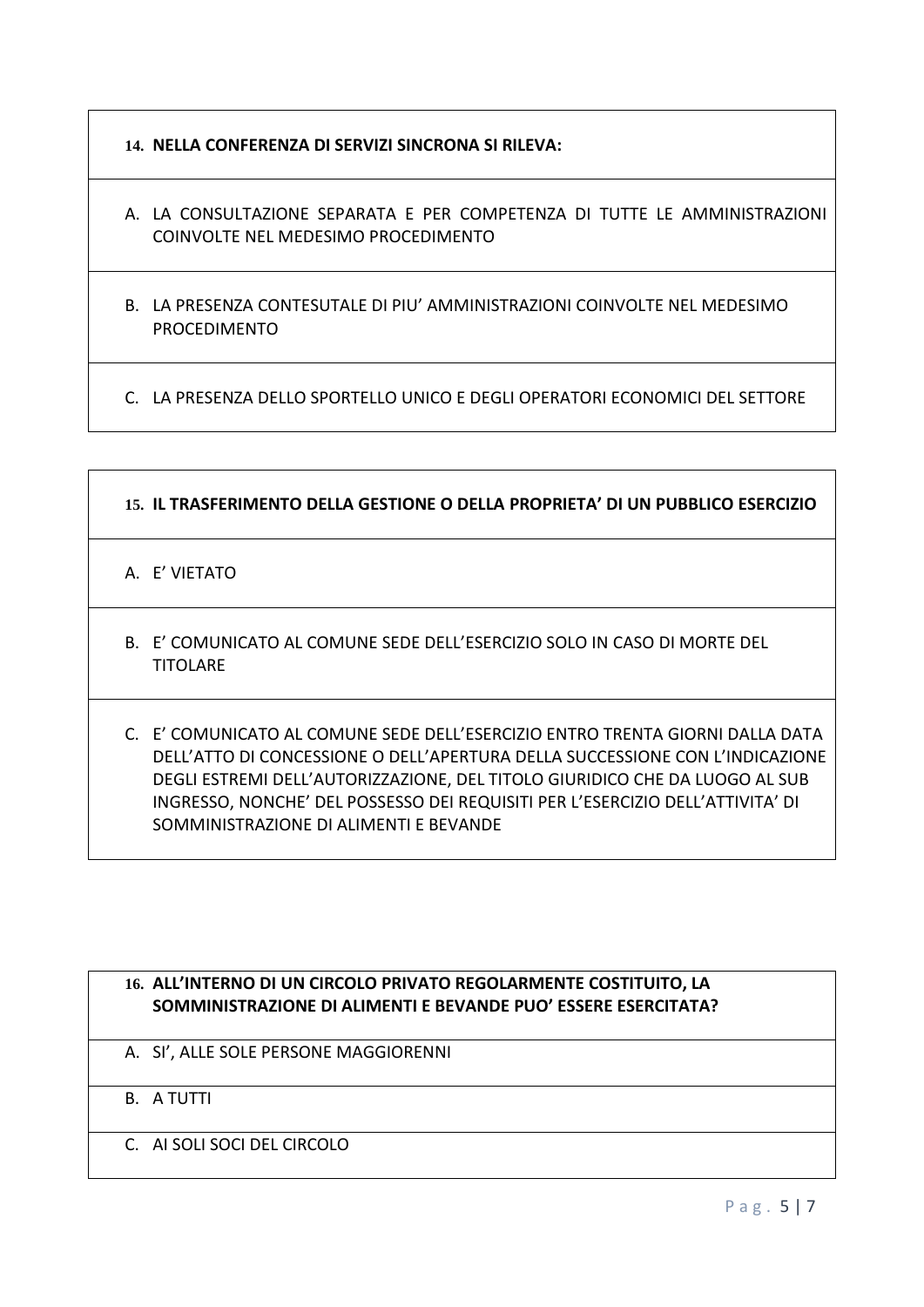**14. NELLA CONFERENZA DI SERVIZI SINCRONA SI RILEVA:**

A. LA CONSULTAZIONE SEPARATA E PER COMPETENZA DI TUTTE LE AMMINISTRAZIONI COINVOLTE NEL MEDESIMO PROCEDIMENTO

B. LA PRESENZA CONTESUTALE DI PIU' AMMINISTRAZIONI COINVOLTE NEL MEDESIMO PROCEDIMENTO

C. LA PRESENZA DELLO SPORTELLO UNICO E DEGLI OPERATORI ECONOMICI DEL SETTORE

**15. IL TRASFERIMENTO DELLA GESTIONE O DELLA PROPRIETA' DI UN PUBBLICO ESERCIZIO**

A. E' VIETATO

B. E' COMUNICATO AL COMUNE SEDE DELL'ESERCIZIO SOLO IN CASO DI MORTE DEL TITOLARE

C. E' COMUNICATO AL COMUNE SEDE DELL'ESERCIZIO ENTRO TRENTA GIORNI DALLA DATA DELL'ATTO DI CONCESSIONE O DELL'APERTURA DELLA SUCCESSIONE CON L'INDICAZIONE DEGLI ESTREMI DELL'AUTORIZZAZIONE, DEL TITOLO GIURIDICO CHE DA LUOGO AL SUB INGRESSO, NONCHE' DEL POSSESSO DEI REQUISITI PER L'ESERCIZIO DELL'ATTIVITA' DI SOMMINISTRAZIONE DI ALIMENTI E BEVANDE

**16. ALL'INTERNO DI UN CIRCOLO PRIVATO REGOLARMENTE COSTITUITO, LA SOMMINISTRAZIONE DI ALIMENTI E BEVANDE PUO' ESSERE ESERCITATA?**

A. SI', ALLE SOLE PERSONE MAGGIORENNI

B. A TUTTI

C. AI SOLI SOCI DEL CIRCOLO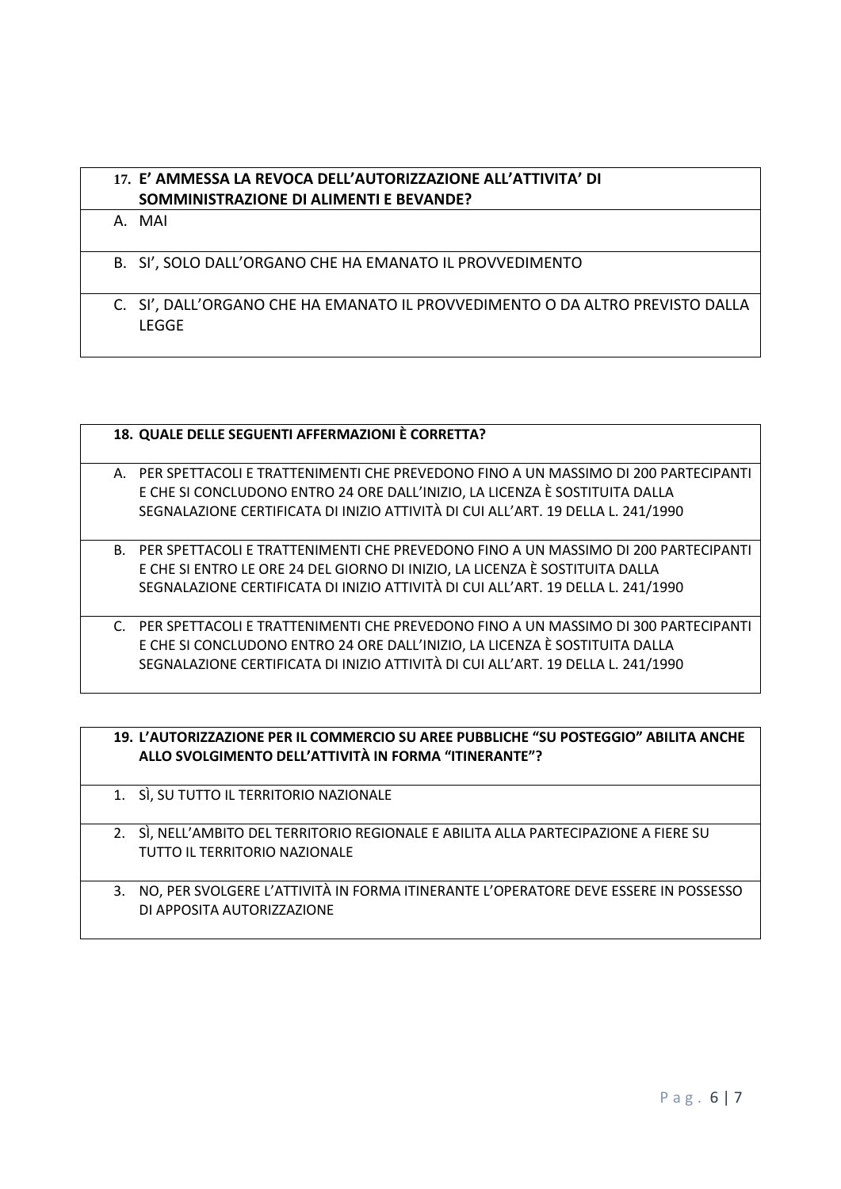**17. E' AMMESSA LA REVOCA DELL'AUTORIZZAZIONE ALL'ATTIVITA' DI SOMMINISTRAZIONE DI ALIMENTI E BEVANDE?**

A. MAI

B. SI', SOLO DALL'ORGANO CHE HA EMANATO IL PROVVEDIMENTO

C. SI', DALL'ORGANO CHE HA EMANATO IL PROVVEDIMENTO O DA ALTRO PREVISTO DALLA LEGGE

**18. QUALE DELLE SEGUENTI AFFERMAZIONI È CORRETTA?**

A. PER SPETTACOLI E TRATTENIMENTI CHE PREVEDONO FINO A UN MASSIMO DI 200 PARTECIPANTI E CHE SI CONCLUDONO ENTRO 24 ORE DALL'INIZIO, LA LICENZA È SOSTITUITA DALLA SEGNALAZIONE CERTIFICATA DI INIZIO ATTIVITÀ DI CUI ALL'ART. 19 DELLA L. 241/1990

B. PER SPETTACOLI E TRATTENIMENTI CHE PREVEDONO FINO A UN MASSIMO DI 200 PARTECIPANTI E CHE SI ENTRO LE ORE 24 DEL GIORNO DI INIZIO, LA LICENZA È SOSTITUITA DALLA SEGNALAZIONE CERTIFICATA DI INIZIO ATTIVITÀ DI CUI ALL'ART. 19 DELLA L. 241/1990

C. PER SPETTACOLI E TRATTENIMENTI CHE PREVEDONO FINO A UN MASSIMO DI 300 PARTECIPANTI E CHE SI CONCLUDONO ENTRO 24 ORE DALL'INIZIO, LA LICENZA È SOSTITUITA DALLA SEGNALAZIONE CERTIFICATA DI INIZIO ATTIVITÀ DI CUI ALL'ART. 19 DELLA L. 241/1990

**19. L'AUTORIZZAZIONE PER IL COMMERCIO SU AREE PUBBLICHE "SU POSTEGGIO" ABILITA ANCHE ALLO SVOLGIMENTO DELL'ATTIVITÀ IN FORMA "ITINERANTE"?**

1. SÌ, SU TUTTO IL TERRITORIO NAZIONALE

2. SÌ, NELL'AMBITO DEL TERRITORIO REGIONALE E ABILITA ALLA PARTECIPAZIONE A FIERE SU TUTTO IL TERRITORIO NAZIONALE

3. NO, PER SVOLGERE L'ATTIVITÀ IN FORMA ITINERANTE L'OPERATORE DEVE ESSERE IN POSSESSO DI APPOSITA AUTORIZZAZIONE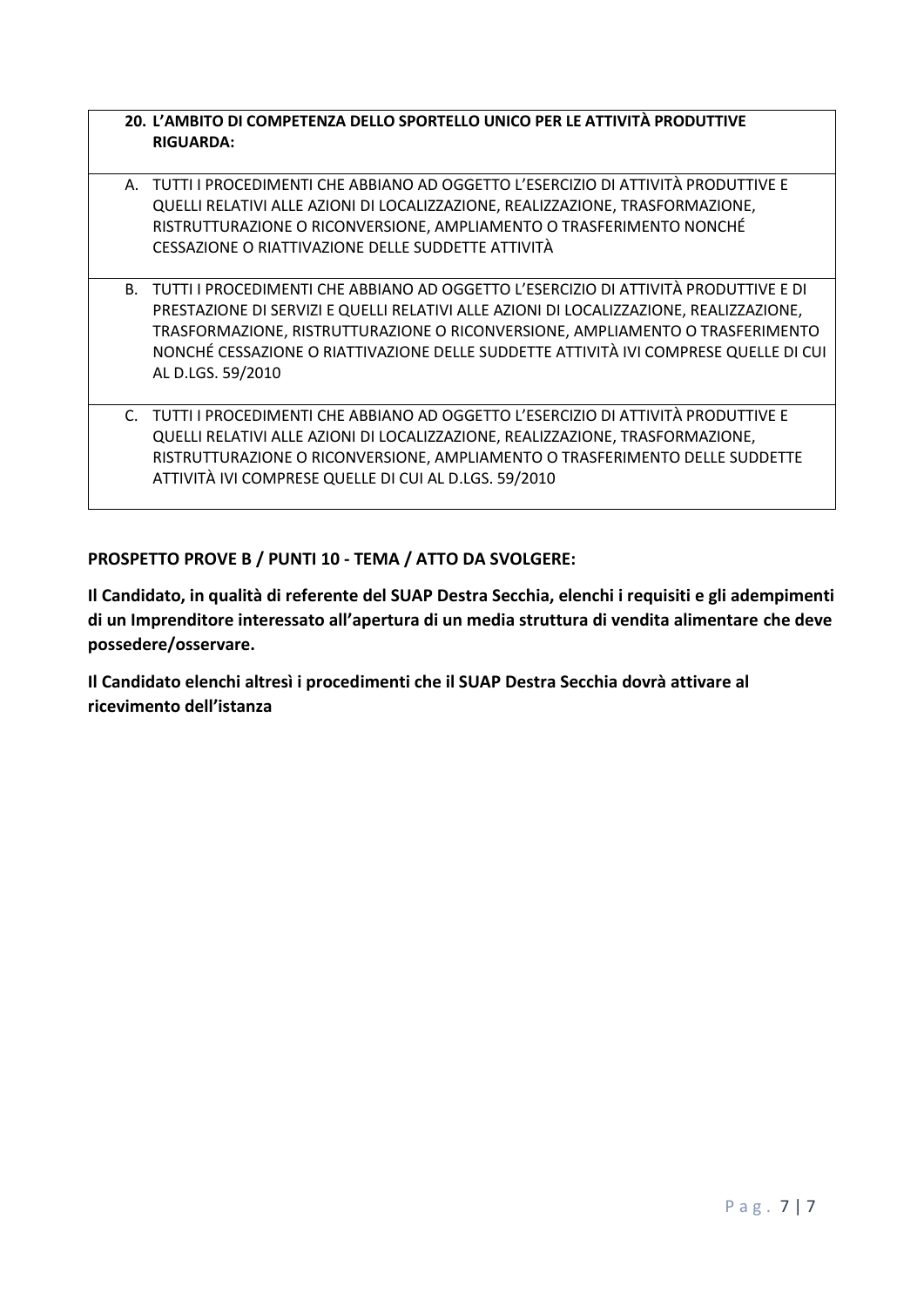| **20. L'AMBITO DI COMPETENZA DELLO SPORTELLO UNICO PER LE ATTIVITÀ PRODUTTIVE RIGUARDA:** |
| --- |
| A. TUTTI I PROCEDIMENTI CHE ABBIANO AD OGGETTO L'ESERCIZIO DI ATTIVITÀ PRODUTTIVE E QUELLI RELATIVI ALLE AZIONI DI LOCALIZZAZIONE, REALIZZAZIONE, TRASFORMAZIONE, RISTRUTTURAZIONE O RICONVERSIONE, AMPLIAMENTO O TRASFERIMENTO NONCHÉ CESSAZIONE O RIATTIVAZIONE DELLE SUDDETTE ATTIVITÀ |
| B. TUTTI I PROCEDIMENTI CHE ABBIANO AD OGGETTO L'ESERCIZIO DI ATTIVITÀ PRODUTTIVE E DI PRESTAZIONE DI SERVIZI E QUELLI RELATIVI ALLE AZIONI DI LOCALIZZAZIONE, REALIZZAZIONE, TRASFORMAZIONE, RISTRUTTURAZIONE O RICONVERSIONE, AMPLIAMENTO O TRASFERIMENTO NONCHÉ CESSAZIONE O RIATTIVAZIONE DELLE SUDDETTE ATTIVITÀ IVI COMPRESE QUELLE DI CUI AL D.LGS. 59/2010 |
| C. TUTTI I PROCEDIMENTI CHE ABBIANO AD OGGETTO L'ESERCIZIO DI ATTIVITÀ PRODUTTIVE E QUELLI RELATIVI ALLE AZIONI DI LOCALIZZAZIONE, REALIZZAZIONE, TRASFORMAZIONE, RISTRUTTURAZIONE O RICONVERSIONE, AMPLIAMENTO O TRASFERIMENTO DELLE SUDDETTE ATTIVITÀ IVI COMPRESE QUELLE DI CUI AL D.LGS. 59/2010 |

**PROSPETTO PROVE B / PUNTI 10 - TEMA / ATTO DA SVOLGERE:**

**Il Candidato, in qualità di referente del SUAP Destra Secchia, elenchi i requisiti e gli adempimenti di un Imprenditore interessato all'apertura di un media struttura di vendita alimentare che deve possedere/osservare.**

**Il Candidato elenchi altresì i procedimenti che il SUAP Destra Secchia dovrà attivare al ricevimento dell'istanza**